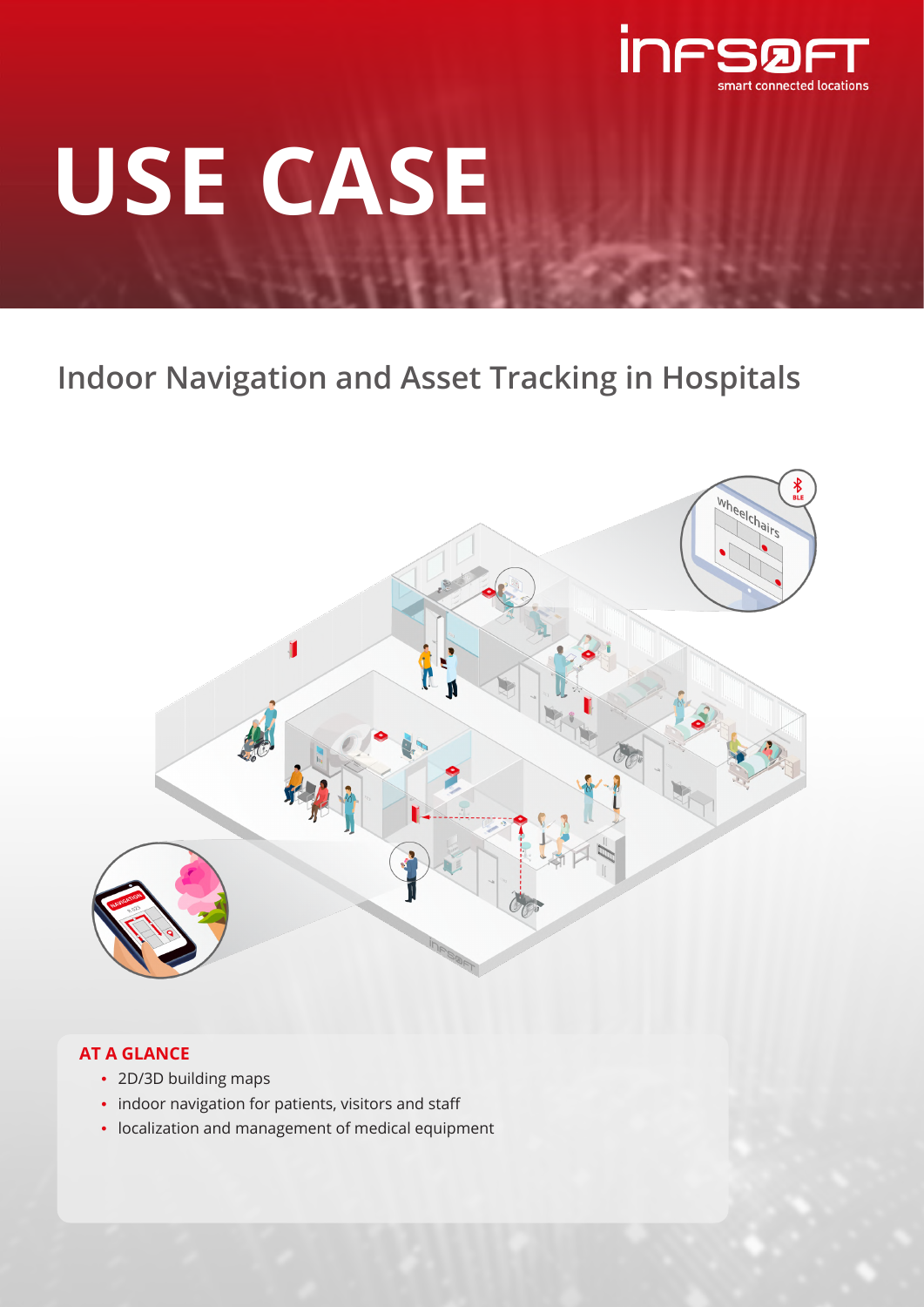# USE CASE

## Indoor Navigation and Asset Tracking in Hospitals

**AT A GLANCE**

- 2D/3D building maps
- indoor navigation for patients, visitors and staff
- localization and management of medical equipment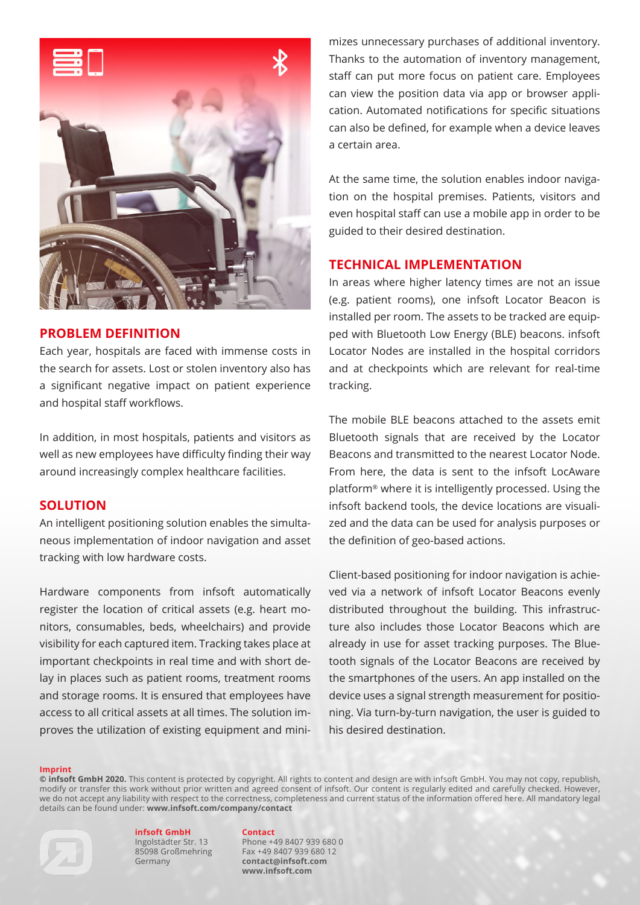## PROBLEM DEFINITION

Each year, hospitals are faced with immense costs in the search for assets. Lost or stolen inventory also has a significant negative impact on patient experience and hospital staff workflows.

In addition, in most hospitals, patients and visitors as well as new employees have difficulty finding their way around increasingly complex healthcare facilities.

## SOLUTION

An intelligent positioning solution enables the simultaneous implementation of indoor navigation and asset tracking with low hardware costs.

Hardware components from infsoft automatically register the location of critical assets (e.g. heart monitors, consumables, beds, wheelchairs) and provide visibility for each captured item. Tracking takes place at important checkpoints in real time and with short delay in places such as patient rooms, treatment rooms and storage rooms. It is ensured that employees have access to all critical assets at all times. The solution improves the utilization of existing equipment and minimizes unnecessary purchases of additional inventory. Thanks to the automation of inventory management, staff can put more focus on patient care. Employees can view the position data via app or browser application. Automated notifications for specific situations can also be defined, for example when a device leaves a certain area.

At the same time, the solution enables indoor navigation on the hospital premises. Patients, visitors and even hospital staff can use a mobile app in order to be guided to their desired destination.

## TECHNICAL IMPLEMENTATION

In areas where higher latency times are not an issue (e.g. patient rooms), one infsoft Locator Beacon is installed per room. The assets to be tracked are equipped with Bluetooth Low Energy (BLE) beacons. infsoft Locator Nodes are installed in the hospital corridors and at checkpoints which are relevant for real-time tracking.

The mobile BLE beacons attached to the assets emit Bluetooth signals that are received by the Locator Beacons and transmitted to the nearest Locator Node. From here, the data is sent to the infsoft LocAware platform® where it is intelligently processed. Using the infsoft backend tools, the device locations are visualized and the data can be used for analysis purposes or the definition of geo-based actions.

Client-based positioning for indoor navigation is achieved via a network of infsoft Locator Beacons evenly distributed throughout the building. This infrastructure also includes those Locator Beacons which are already in use for asset tracking purposes. The Bluetooth signals of the Locator Beacons are received by the smartphones of the users. An app installed on the device uses a signal strength measurement for positioning. Via turn-by-turn navigation, the user is guided to his desired destination.

**Imprint**
**© infsoft GmbH 2020.** This content is protected by copyright. All rights to content and design are with infsoft GmbH. You may not copy, republish, modify or transfer this work without prior written and agreed consent of infsoft. Our content is regularly edited and carefully checked. However, we do not accept any liability with respect to the correctness, completeness and current status of the information offered here. All mandatory legal details can be found under: **www.infsoft.com/company/contact**

**infsoft GmbH**
Ingolstädter Str. 13
85098 Großmehring
Germany

**Contact**
Phone +49 8407 939 680 0
Fax +49 8407 939 680 12
**contact@infsoft.com**
**www.infsoft.com**